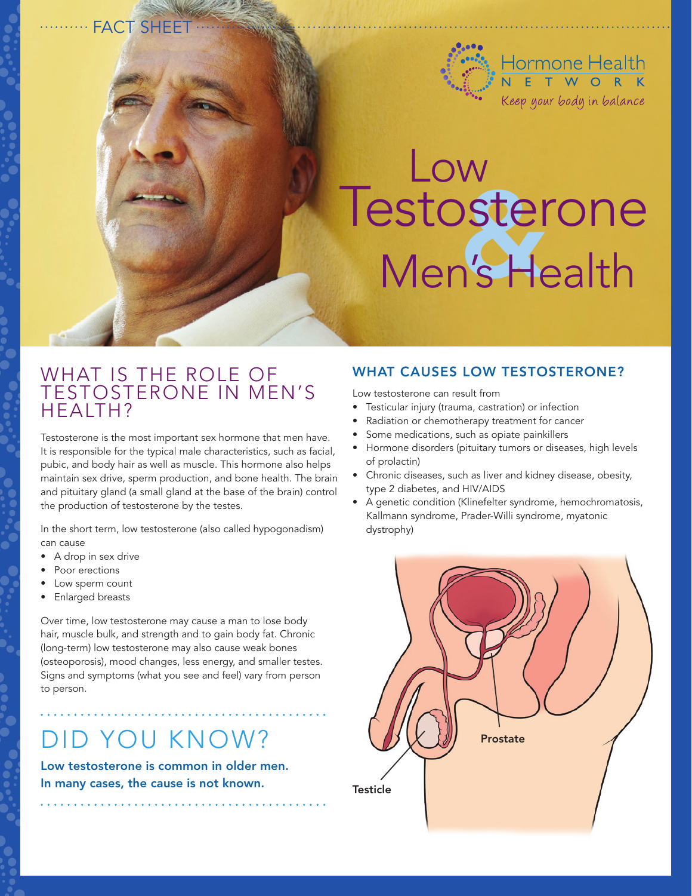FACT SHEET

Hormone Health NETWORK

*Keep your body in balance*

# Low Testosterone & Men's Health

## WHAT IS THE ROLE OF TESTOSTERONE IN MEN'S HEALTH?

Testosterone is the most important sex hormone that men have. It is responsible for the typical male characteristics, such as facial, pubic, and body hair as well as muscle. This hormone also helps maintain sex drive, sperm production, and bone health. The brain and pituitary gland (a small gland at the base of the brain) control the production of testosterone by the testes.

In the short term, low testosterone (also called hypogonadism) can cause

- A drop in sex drive
- Poor erections
- Low sperm count
- Enlarged breasts

Over time, low testosterone may cause a man to lose body hair, muscle bulk, and strength and to gain body fat. Chronic (long-term) low testosterone may also cause weak bones (osteoporosis), mood changes, less energy, and smaller testes. Signs and symptoms (what you see and feel) vary from person to person.

## DID YOU KNOW?

**Low testosterone is common in older men. In many cases, the cause is not known.**

## WHAT CAUSES LOW TESTOSTERONE?

Low testosterone can result from

- Testicular injury (trauma, castration) or infection
- Radiation or chemotherapy treatment for cancer
- Some medications, such as opiate painkillers
- Hormone disorders (pituitary tumors or diseases, high levels of prolactin)
- Chronic diseases, such as liver and kidney disease, obesity, type 2 diabetes, and HIV/AIDS
- A genetic condition (Klinefelter syndrome, hemochromatosis, Kallmann syndrome, Prader-Willi syndrome, myatonic dystrophy)

Prostate

Testicle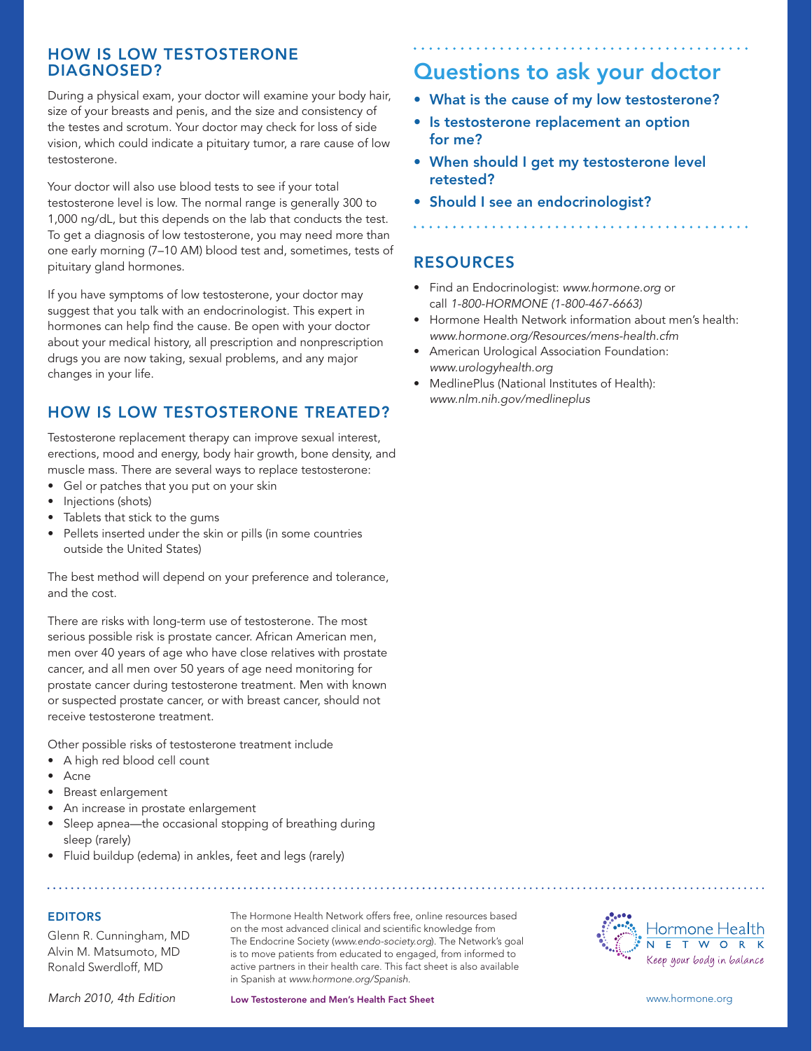## HOW IS LOW TESTOSTERONE DIAGNOSED?

During a physical exam, your doctor will examine your body hair, size of your breasts and penis, and the size and consistency of the testes and scrotum. Your doctor may check for loss of side vision, which could indicate a pituitary tumor, a rare cause of low testosterone.

Your doctor will also use blood tests to see if your total testosterone level is low. The normal range is generally 300 to 1,000 ng/dL, but this depends on the lab that conducts the test. To get a diagnosis of low testosterone, you may need more than one early morning (7–10 AM) blood test and, sometimes, tests of pituitary gland hormones.

If you have symptoms of low testosterone, your doctor may suggest that you talk with an endocrinologist. This expert in hormones can help find the cause. Be open with your doctor about your medical history, all prescription and nonprescription drugs you are now taking, sexual problems, and any major changes in your life.

## HOW IS LOW TESTOSTERONE TREATED?

Testosterone replacement therapy can improve sexual interest, erections, mood and energy, body hair growth, bone density, and muscle mass. There are several ways to replace testosterone:

- Gel or patches that you put on your skin
- Injections (shots)
- Tablets that stick to the gums
- Pellets inserted under the skin or pills (in some countries outside the United States)

The best method will depend on your preference and tolerance, and the cost.

There are risks with long-term use of testosterone. The most serious possible risk is prostate cancer. African American men, men over 40 years of age who have close relatives with prostate cancer, and all men over 50 years of age need monitoring for prostate cancer during testosterone treatment. Men with known or suspected prostate cancer, or with breast cancer, should not receive testosterone treatment.

Other possible risks of testosterone treatment include

- A high red blood cell count
- Acne
- Breast enlargement
- An increase in prostate enlargement
- Sleep apnea—the occasional stopping of breathing during sleep (rarely)
- Fluid buildup (edema) in ankles, feet and legs (rarely)

## Questions to ask your doctor

- **What is the cause of my low testosterone?**
- **Is testosterone replacement an option for me?**
- **When should I get my testosterone level retested?**
- **Should I see an endocrinologist?**

## RESOURCES

- Find an Endocrinologist: *www.hormone.org* or call *1-800-HORMONE (1-800-467-6663)*
- Hormone Health Network information about men's health: *www.hormone.org/Resources/mens-health.cfm*
- American Urological Association Foundation: *www.urologyhealth.org*
- MedlinePlus (National Institutes of Health): *www.nlm.nih.gov/medlineplus*

### EDITORS

Glenn R. Cunningham, MD
Alvin M. Matsumoto, MD
Ronald Swerdloff, MD

*March 2010, 4th Edition*

The Hormone Health Network offers free, online resources based on the most advanced clinical and scientific knowledge from The Endocrine Society (*www.endo-society.org*). The Network's goal is to move patients from educated to engaged, from informed to active partners in their health care. This fact sheet is also available in Spanish at *www.hormone.org/Spanish*.

Hormone Health Network
Keep your body in balance

Low Testosterone and Men's Health Fact Sheet

www.hormone.org